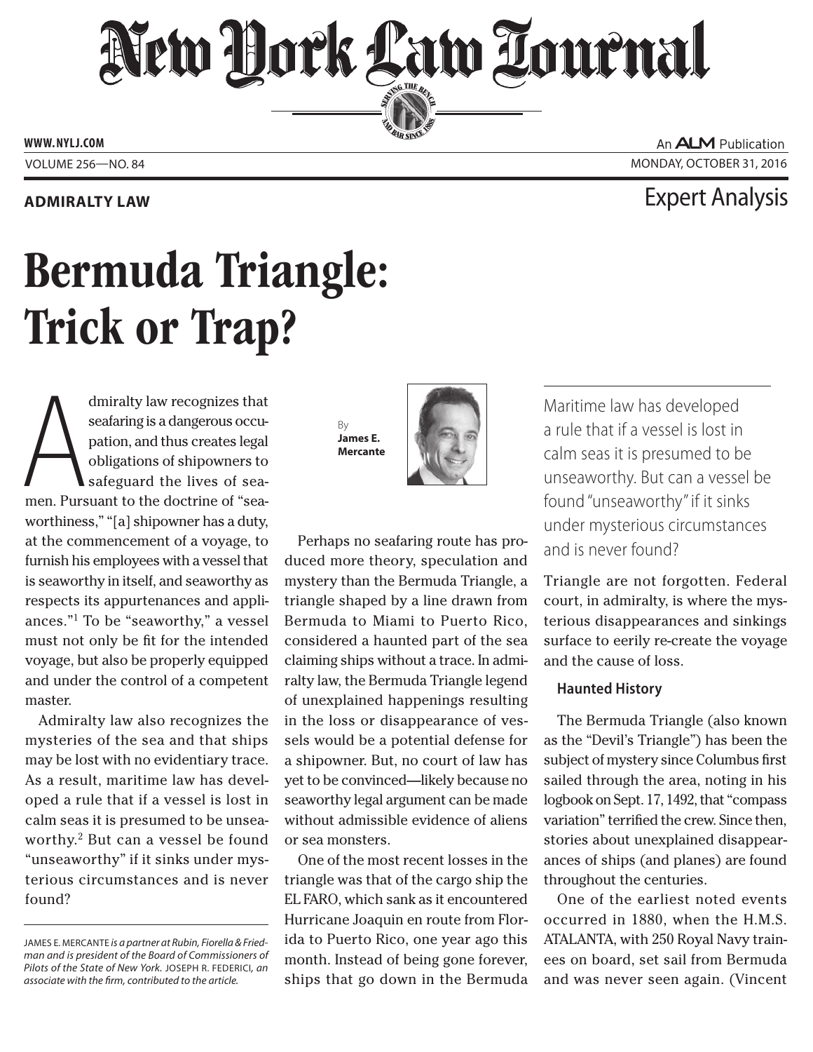**ADMIRALTY LAW**

Expert Analysis

# Bermuda Triangle: Trick or Trap?

By **James E. Mercante**

Admiralty law recognizes that seafaring is a dangerous occupation, and thus creates legal obligations of shipowners to safeguard the lives of seamen. Pursuant to the doctrine of "seaworthiness," "[a] shipowner has a duty, at the commencement of a voyage, to furnish his employees with a vessel that is seaworthy in itself, and seaworthy as respects its appurtenances and appliances."[1] To be "seaworthy," a vessel must not only be fit for the intended voyage, but also be properly equipped and under the control of a competent master.

Admiralty law also recognizes the mysteries of the sea and that ships may be lost with no evidentiary trace. As a result, maritime law has developed a rule that if a vessel is lost in calm seas it is presumed to be unseaworthy.[2] But can a vessel be found "unseaworthy" if it sinks under mysterious circumstances and is never found?

Perhaps no seafaring route has produced more theory, speculation and mystery than the Bermuda Triangle, a triangle shaped by a line drawn from Bermuda to Miami to Puerto Rico, considered a haunted part of the sea claiming ships without a trace. In admiralty law, the Bermuda Triangle legend of unexplained happenings resulting in the loss or disappearance of vessels would be a potential defense for a shipowner. But, no court of law has yet to be convinced—likely because no seaworthy legal argument can be made without admissible evidence of aliens or sea monsters.

One of the most recent losses in the triangle was that of the cargo ship the EL FARO, which sank as it encountered Hurricane Joaquin en route from Florida to Puerto Rico, one year ago this month. Instead of being gone forever, ships that go down in the Bermuda Triangle are not forgotten. Federal court, in admiralty, is where the mysterious disappearances and sinkings surface to eerily re-create the voyage and the cause of loss.

> Maritime law has developed a rule that if a vessel is lost in calm seas it is presumed to be unseaworthy. But can a vessel be found "unseaworthy" if it sinks under mysterious circumstances and is never found?

### Haunted History

The Bermuda Triangle (also known as the "Devil's Triangle") has been the subject of mystery since Columbus first sailed through the area, noting in his logbook on Sept. 17, 1492, that "compass variation" terrified the crew. Since then, stories about unexplained disappearances of ships (and planes) are found throughout the centuries.

One of the earliest noted events occurred in 1880, when the H.M.S. ATALANTA, with 250 Royal Navy trainees on board, set sail from Bermuda and was never seen again. (Vincent

---

JAMES E. MERCANTE *is a partner at Rubin, Fiorella & Friedman and is president of the Board of Commissioners of Pilots of the State of New York.* JOSEPH R. FEDERICI, *an associate with the firm, contributed to the article.*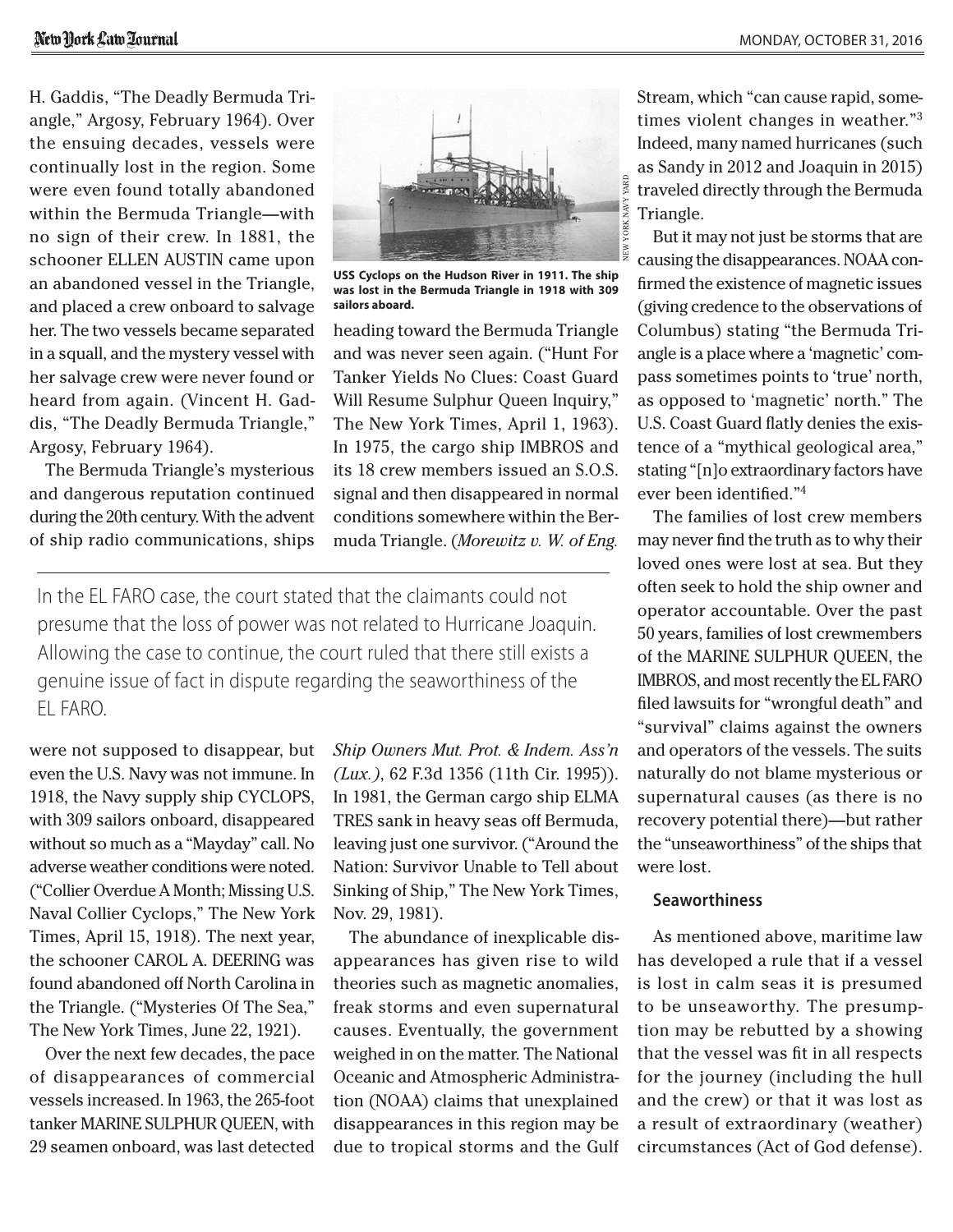H. Gaddis, "The Deadly Bermuda Triangle," Argosy, February 1964). Over the ensuing decades, vessels were continually lost in the region. Some were even found totally abandoned within the Bermuda Triangle—with no sign of their crew. In 1881, the schooner ELLEN AUSTIN came upon an abandoned vessel in the Triangle, and placed a crew onboard to salvage her. The two vessels became separated in a squall, and the mystery vessel with her salvage crew were never found or heard from again. (Vincent H. Gaddis, "The Deadly Bermuda Triangle," Argosy, February 1964).

The Bermuda Triangle's mysterious and dangerous reputation continued during the 20th century. With the advent of ship radio communications, ships were not supposed to disappear, but even the U.S. Navy was not immune. In 1918, the Navy supply ship CYCLOPS, with 309 sailors onboard, disappeared without so much as a "Mayday" call. No adverse weather conditions were noted. ("Collier Overdue A Month; Missing U.S. Naval Collier Cyclops," The New York Times, April 15, 1918). The next year, the schooner CAROL A. DEERING was found abandoned off North Carolina in the Triangle. ("Mysteries Of The Sea," The New York Times, June 22, 1921).

Over the next few decades, the pace of disappearances of commercial vessels increased. In 1963, the 265-foot tanker MARINE SULPHUR QUEEN, with 29 seamen onboard, was last detected heading toward the Bermuda Triangle and was never seen again. ("Hunt For Tanker Yields No Clues: Coast Guard Will Resume Sulphur Queen Inquiry," The New York Times, April 1, 1963). In 1975, the cargo ship IMBROS and its 18 crew members issued an S.O.S. signal and then disappeared in normal conditions somewhere within the Bermuda Triangle. (*Morewitz v. W. of Eng. Ship Owners Mut. Prot. & Indem. Ass'n (Lux.)*, 62 F.3d 1356 (11th Cir. 1995)). In 1981, the German cargo ship ELMA TRES sank in heavy seas off Bermuda, leaving just one survivor. ("Around the Nation: Survivor Unable to Tell about Sinking of Ship," The New York Times, Nov. 29, 1981).

NEW YORK NAVY YARD

**USS Cyclops on the Hudson River in 1911. The ship was lost in the Bermuda Triangle in 1918 with 309 sailors aboard.**

> In the EL FARO case, the court stated that the claimants could not presume that the loss of power was not related to Hurricane Joaquin. Allowing the case to continue, the court ruled that there still exists a genuine issue of fact in dispute regarding the seaworthiness of the EL FARO.

The abundance of inexplicable disappearances has given rise to wild theories such as magnetic anomalies, freak storms and even supernatural causes. Eventually, the government weighed in on the matter. The National Oceanic and Atmospheric Administration (NOAA) claims that unexplained disappearances in this region may be due to tropical storms and the Gulf Stream, which "can cause rapid, sometimes violent changes in weather."[3] Indeed, many named hurricanes (such as Sandy in 2012 and Joaquin in 2015) traveled directly through the Bermuda Triangle.

But it may not just be storms that are causing the disappearances. NOAA confirmed the existence of magnetic issues (giving credence to the observations of Columbus) stating "the Bermuda Triangle is a place where a 'magnetic' compass sometimes points to 'true' north, as opposed to 'magnetic' north." The U.S. Coast Guard flatly denies the existence of a "mythical geological area," stating "[n]o extraordinary factors have ever been identified."[4]

The families of lost crew members may never find the truth as to why their loved ones were lost at sea. But they often seek to hold the ship owner and operator accountable. Over the past 50 years, families of lost crewmembers of the MARINE SULPHUR QUEEN, the IMBROS, and most recently the EL FARO filed lawsuits for "wrongful death" and "survival" claims against the owners and operators of the vessels. The suits naturally do not blame mysterious or supernatural causes (as there is no recovery potential there)—but rather the "unseaworthiness" of the ships that were lost.

## Seaworthiness

As mentioned above, maritime law has developed a rule that if a vessel is lost in calm seas it is presumed to be unseaworthy. The presumption may be rebutted by a showing that the vessel was fit in all respects for the journey (including the hull and the crew) or that it was lost as a result of extraordinary (weather) circumstances (Act of God defense).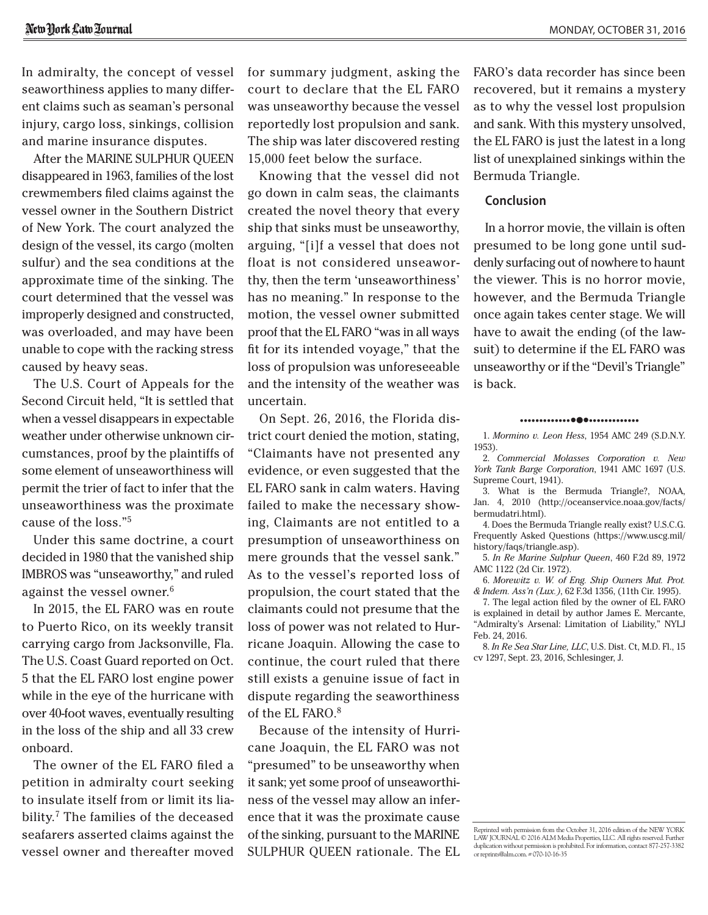In admiralty, the concept of vessel seaworthiness applies to many different claims such as seaman's personal injury, cargo loss, sinkings, collision and marine insurance disputes.

After the MARINE SULPHUR QUEEN disappeared in 1963, families of the lost crewmembers filed claims against the vessel owner in the Southern District of New York. The court analyzed the design of the vessel, its cargo (molten sulfur) and the sea conditions at the approximate time of the sinking. The court determined that the vessel was improperly designed and constructed, was overloaded, and may have been unable to cope with the racking stress caused by heavy seas.

The U.S. Court of Appeals for the Second Circuit held, "It is settled that when a vessel disappears in expectable weather under otherwise unknown circumstances, proof by the plaintiffs of some element of unseaworthiness will permit the trier of fact to infer that the unseaworthiness was the proximate cause of the loss."[5]

Under this same doctrine, a court decided in 1980 that the vanished ship IMBROS was "unseaworthy," and ruled against the vessel owner.[6]

In 2015, the EL FARO was en route to Puerto Rico, on its weekly transit carrying cargo from Jacksonville, Fla. The U.S. Coast Guard reported on Oct. 5 that the EL FARO lost engine power while in the eye of the hurricane with over 40-foot waves, eventually resulting in the loss of the ship and all 33 crew onboard.

The owner of the EL FARO filed a petition in admiralty court seeking to insulate itself from or limit its liability.[7] The families of the deceased seafarers asserted claims against the vessel owner and thereafter moved for summary judgment, asking the court to declare that the EL FARO was unseaworthy because the vessel reportedly lost propulsion and sank. The ship was later discovered resting 15,000 feet below the surface.

Knowing that the vessel did not go down in calm seas, the claimants created the novel theory that every ship that sinks must be unseaworthy, arguing, "[i]f a vessel that does not float is not considered unseaworthy, then the term 'unseaworthiness' has no meaning." In response to the motion, the vessel owner submitted proof that the EL FARO "was in all ways fit for its intended voyage," that the loss of propulsion was unforeseeable and the intensity of the weather was uncertain.

On Sept. 26, 2016, the Florida district court denied the motion, stating, "Claimants have not presented any evidence, or even suggested that the EL FARO sank in calm waters. Having failed to make the necessary showing, Claimants are not entitled to a presumption of unseaworthiness on mere grounds that the vessel sank." As to the vessel's reported loss of propulsion, the court stated that the claimants could not presume that the loss of power was not related to Hurricane Joaquin. Allowing the case to continue, the court ruled that there still exists a genuine issue of fact in dispute regarding the seaworthiness of the EL FARO.[8]

Because of the intensity of Hurricane Joaquin, the EL FARO was not "presumed" to be unseaworthy when it sank; yet some proof of unseaworthiness of the vessel may allow an inference that it was the proximate cause of the sinking, pursuant to the MARINE SULPHUR QUEEN rationale. The EL FARO's data recorder has since been recovered, but it remains a mystery as to why the vessel lost propulsion and sank. With this mystery unsolved, the EL FARO is just the latest in a long list of unexplained sinkings within the Bermuda Triangle.

## Conclusion

In a horror movie, the villain is often presumed to be long gone until suddenly surfacing out of nowhere to haunt the viewer. This is no horror movie, however, and the Bermuda Triangle once again takes center stage. We will have to await the ending (of the lawsuit) to determine if the EL FARO was unseaworthy or if the "Devil's Triangle" is back.

---

1. *Mormino v. Leon Hess*, 1954 AMC 249 (S.D.N.Y. 1953).
2. *Commercial Molasses Corporation v. New York Tank Barge Corporation*, 1941 AMC 1697 (U.S. Supreme Court, 1941).
3. What is the Bermuda Triangle?, NOAA, Jan. 4, 2010 (http://oceanservice.noaa.gov/facts/bermudatri.html).
4. Does the Bermuda Triangle really exist? U.S.C.G. Frequently Asked Questions (https://www.uscg.mil/history/faqs/triangle.asp).
5. *In Re Marine Sulphur Queen*, 460 F.2d 89, 1972 AMC 1122 (2d Cir. 1972).
6. *Morewitz v. W. of Eng. Ship Owners Mut. Prot. & Indem. Ass'n (Lux.)*, 62 F.3d 1356, (11th Cir. 1995).
7. The legal action filed by the owner of EL FARO is explained in detail by author James E. Mercante, "Admiralty's Arsenal: Limitation of Liability," NYLJ Feb. 24, 2016.
8. *In Re Sea Star Line, LLC*, U.S. Dist. Ct, M.D. Fl., 15 cv 1297, Sept. 23, 2016, Schlesinger, J.

Reprinted with permission from the October 31, 2016 edition of the NEW YORK LAW JOURNAL © 2016 ALM Media Properties, LLC. All rights reserved. Further duplication without permission is prohibited. For information, contact 877-257-3382 or reprints@alm.com. # 070-10-16-35